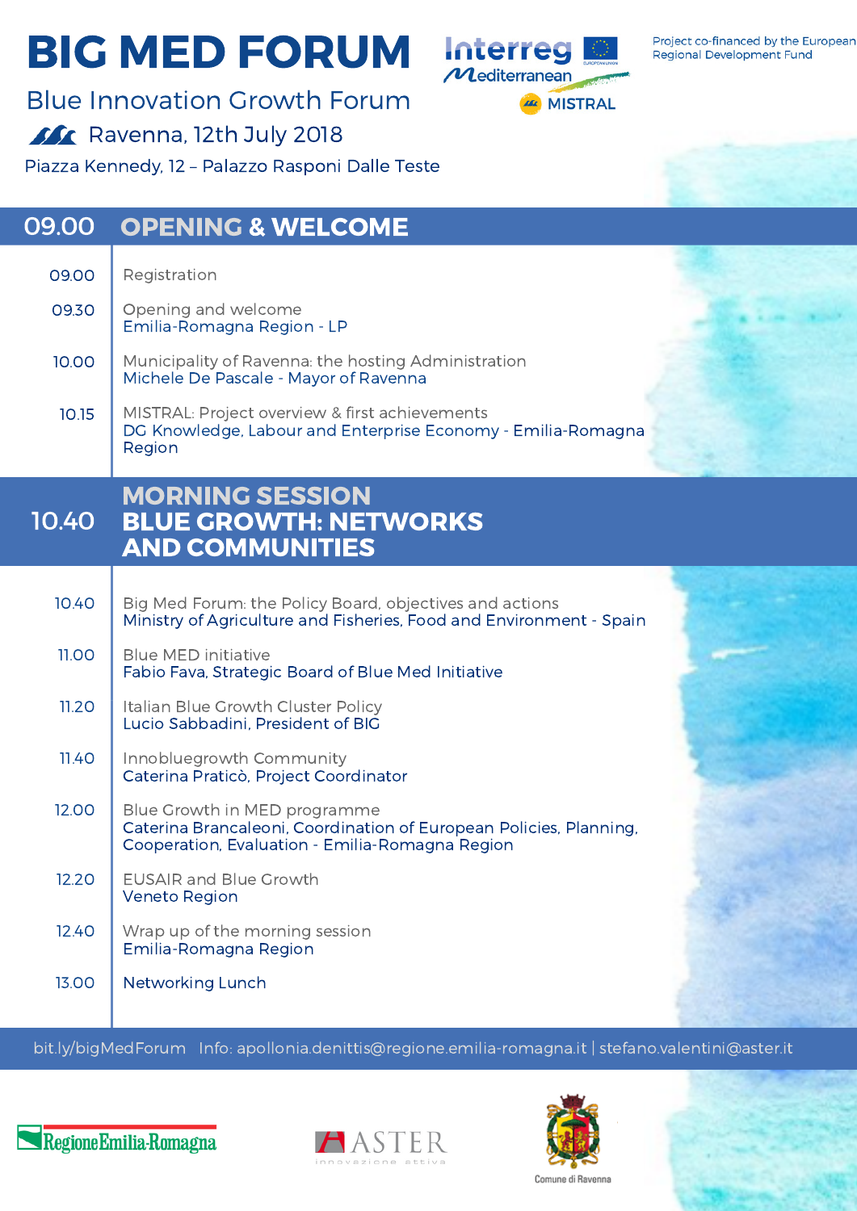# BIG MED FORUM

## Blue Innovation Growth Forum

Ravenna, 12th July 2018

Piazza Kennedy, 12 – Palazzo Rasponi Dalle Teste

Interreg Mediterranean – MISTRAL

Project co-financed by the European Regional Development Fund

## 09.00 OPENING & WELCOME

**09.00** Registration

**09.30** Opening and welcome
Emilia-Romagna Region - LP

**10.00** Municipality of Ravenna: the hosting Administration
Michele De Pascale - Mayor of Ravenna

**10.15** MISTRAL: Project overview & first achievements
DG Knowledge, Labour and Enterprise Economy - Emilia-Romagna Region

## 10.40 MORNING SESSION BLUE GROWTH: NETWORKS AND COMMUNITIES

**10.40** Big Med Forum: the Policy Board, objectives and actions
Ministry of Agriculture and Fisheries, Food and Environment - Spain

**11.00** Blue MED initiative
Fabio Fava, Strategic Board of Blue Med Initiative

**11.20** Italian Blue Growth Cluster Policy
Lucio Sabbadini, President of BIG

**11.40** Innobluegrowth Community
Caterina Praticò, Project Coordinator

**12.00** Blue Growth in MED programme
Caterina Brancaleoni, Coordination of European Policies, Planning, Cooperation, Evaluation - Emilia-Romagna Region

**12.20** EUSAIR and Blue Growth
Veneto Region

**12.40** Wrap up of the morning session
Emilia-Romagna Region

**13.00** Networking Lunch

bit.ly/bigMedForum Info: apollonia.denittis@regione.emilia-romagna.it | stefano.valentini@aster.it

Regione Emilia-Romagna | ASTER innovazione attiva | Comune di Ravenna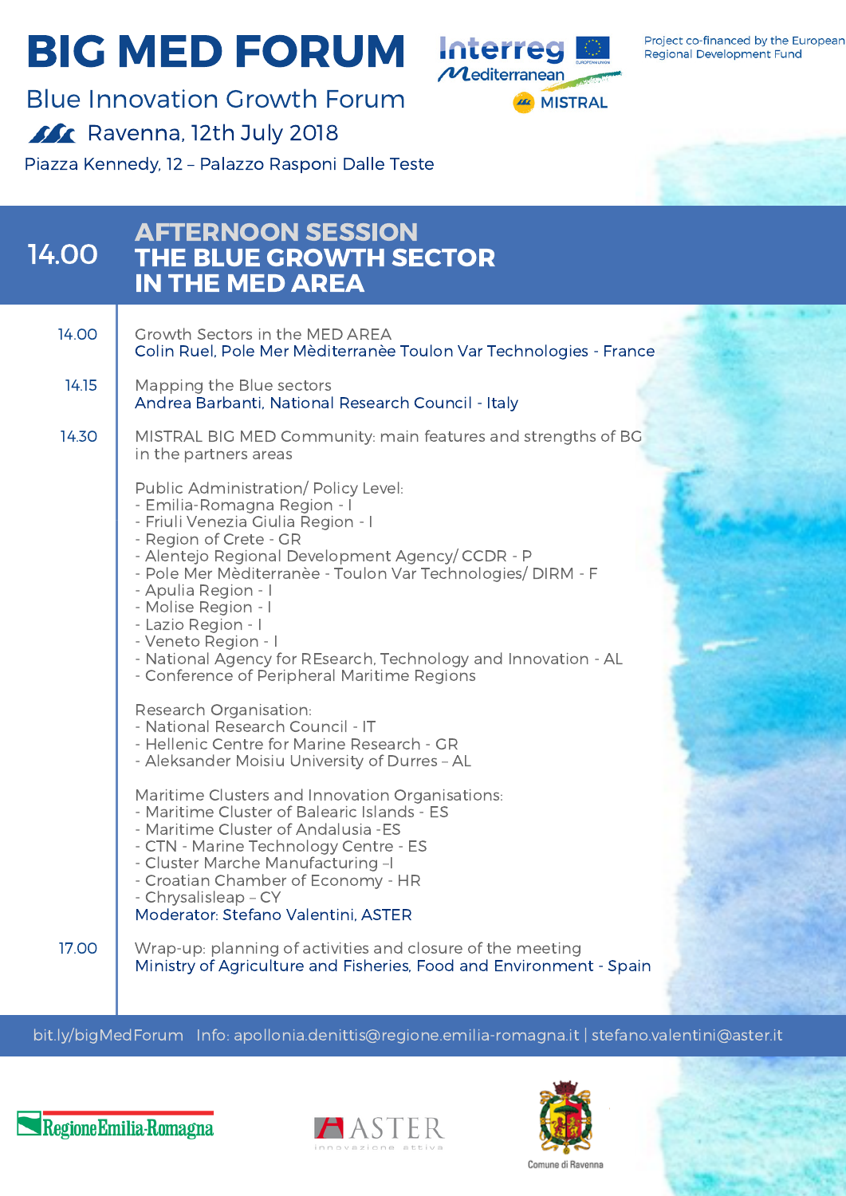# BIG MED FORUM

Blue Innovation Growth Forum

Ravenna, 12th July 2018

Piazza Kennedy, 12 – Palazzo Rasponi Dalle Teste

Interreg Mediterranean MISTRAL

Project co-financed by the European Regional Development Fund

## 14.00 AFTERNOON SESSION THE BLUE GROWTH SECTOR IN THE MED AREA

**14.00** Growth Sectors in the MED AREA
Colin Ruel, Pole Mer Mèditerranèe Toulon Var Technologies - France

**14.15** Mapping the Blue sectors
Andrea Barbanti, National Research Council - Italy

**14.30** MISTRAL BIG MED Community: main features and strengths of BG in the partners areas

Public Administration/ Policy Level:
- Emilia-Romagna Region - I
- Friuli Venezia Giulia Region - I
- Region of Crete - GR
- Alentejo Regional Development Agency/ CCDR - P
- Pole Mer Mèditerranèe - Toulon Var Technologies/ DIRM - F
- Apulia Region - I
- Molise Region - I
- Lazio Region - I
- Veneto Region - I
- National Agency for REsearch, Technology and Innovation - AL
- Conference of Peripheral Maritime Regions

Research Organisation:
- National Research Council - IT
- Hellenic Centre for Marine Research - GR
- Aleksander Moisiu University of Durres – AL

Maritime Clusters and Innovation Organisations:
- Maritime Cluster of Balearic Islands - ES
- Maritime Cluster of Andalusia -ES
- CTN - Marine Technology Centre - ES
- Cluster Marche Manufacturing –I
- Croatian Chamber of Economy - HR
- Chrysalisleap – CY

Moderator: Stefano Valentini, ASTER

**17.00** Wrap-up: planning of activities and closure of the meeting
Ministry of Agriculture and Fisheries, Food and Environment - Spain

bit.ly/bigMedForum Info: apollonia.denittis@regione.emilia-romagna.it | stefano.valentini@aster.it

Regione Emilia-Romagna ASTER innovazione attiva Comune di Ravenna